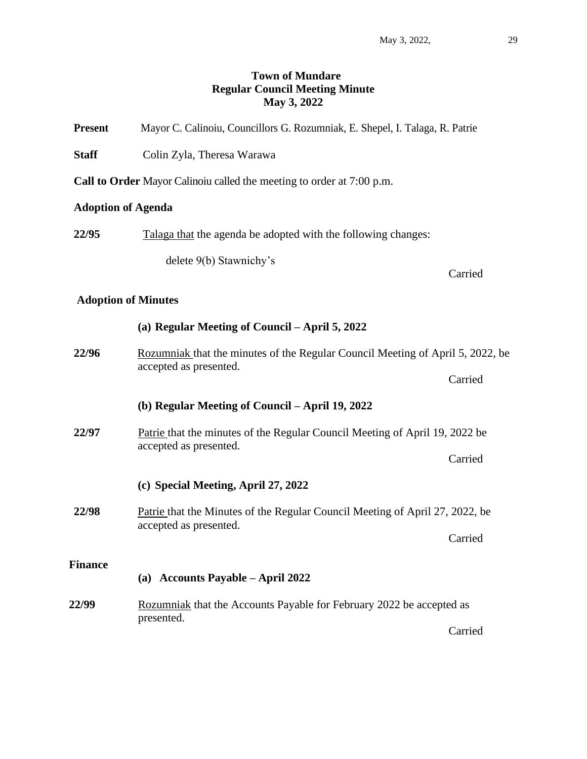# Town of Mundare
## Regular Council Meeting Minute
## May 3, 2022

**Present** Mayor C. Calinoiu, Councillors G. Rozumniak, E. Shepel, I. Talaga, R. Patrie

**Staff** Colin Zyla, Theresa Warawa

**Call to Order** Mayor Calinoiu called the meeting to order at 7:00 p.m.

### Adoption of Agenda

**22/95** Talaga that the agenda be adopted with the following changes:

delete 9(b) Stawnichy's

Carried

### Adoption of Minutes

**(a) Regular Meeting of Council – April 5, 2022**

**22/96** Rozumniak that the minutes of the Regular Council Meeting of April 5, 2022, be accepted as presented.

Carried

**(b) Regular Meeting of Council – April 19, 2022**

**22/97** Patrie that the minutes of the Regular Council Meeting of April 19, 2022 be accepted as presented.

Carried

**(c) Special Meeting, April 27, 2022**

**22/98** Patrie that the Minutes of the Regular Council Meeting of April 27, 2022, be accepted as presented.

Carried

### Finance

**(a) Accounts Payable – April 2022**

**22/99** Rozumniak that the Accounts Payable for February 2022 be accepted as presented.

Carried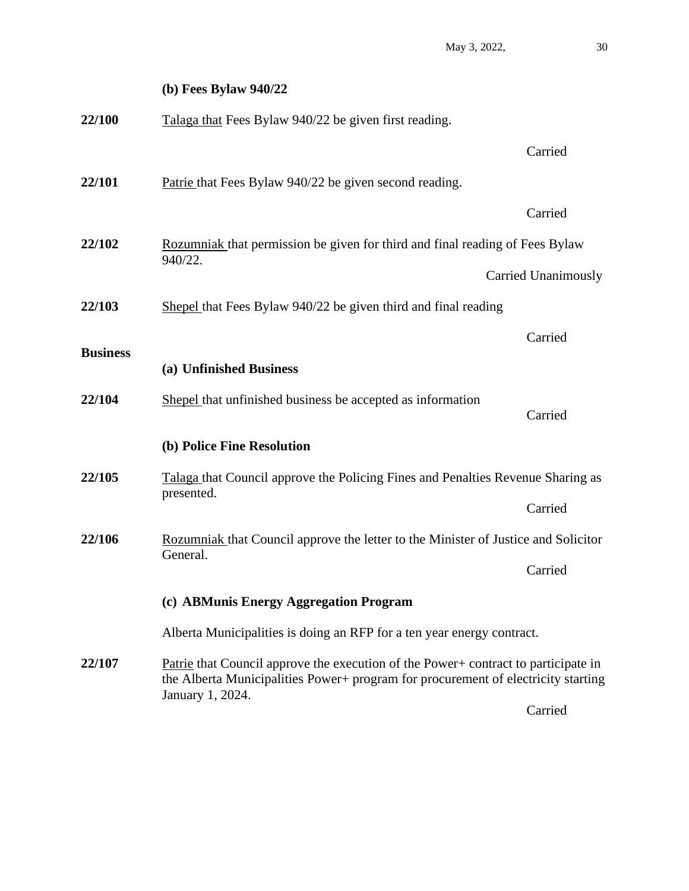**(b) Fees Bylaw 940/22**

**22/100** Talaga that Fees Bylaw 940/22 be given first reading.

Carried

**22/101** Patrie that Fees Bylaw 940/22 be given second reading.

Carried

**22/102** Rozumniak that permission be given for third and final reading of Fees Bylaw 940/22.

Carried Unanimously

**22/103** Shepel that Fees Bylaw 940/22 be given third and final reading

Carried

**Business**

**(a) Unfinished Business**

**22/104** Shepel that unfinished business be accepted as information

Carried

**(b) Police Fine Resolution**

**22/105** Talaga that Council approve the Policing Fines and Penalties Revenue Sharing as presented.

Carried

**22/106** Rozumniak that Council approve the letter to the Minister of Justice and Solicitor General.

Carried

**(c) ABMunis Energy Aggregation Program**

Alberta Municipalities is doing an RFP for a ten year energy contract.

**22/107** Patrie that Council approve the execution of the Power+ contract to participate in the Alberta Municipalities Power+ program for procurement of electricity starting January 1, 2024.

Carried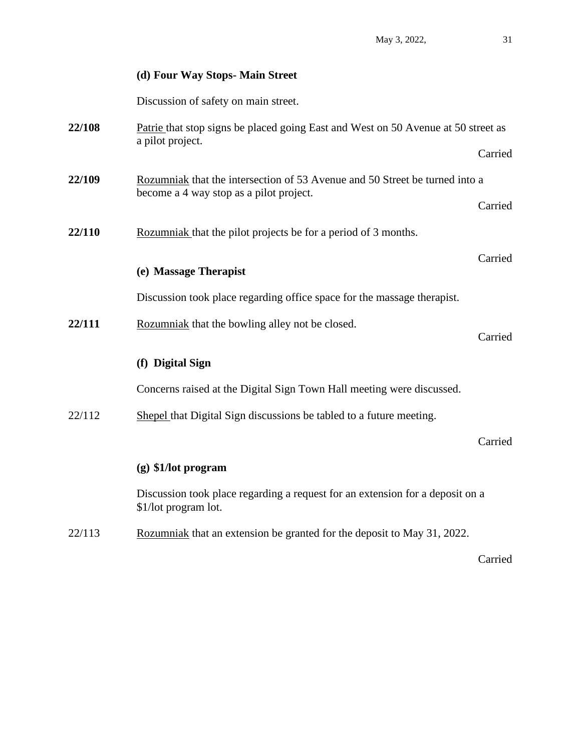### (d) Four Way Stops- Main Street

Discussion of safety on main street.

**22/108** Patrie that stop signs be placed going East and West on 50 Avenue at 50 street as a pilot project.

Carried

**22/109** Rozumniak that the intersection of 53 Avenue and 50 Street be turned into a become a 4 way stop as a pilot project.

Carried

**22/110** Rozumniak that the pilot projects be for a period of 3 months.

Carried

### (e) Massage Therapist

Discussion took place regarding office space for the massage therapist.

**22/111** Rozumniak that the bowling alley not be closed.

Carried

### (f) Digital Sign

Concerns raised at the Digital Sign Town Hall meeting were discussed.

22/112 Shepel that Digital Sign discussions be tabled to a future meeting.

Carried

### (g) $1/lot program

Discussion took place regarding a request for an extension for a deposit on a $1/lot program lot.

22/113 Rozumniak that an extension be granted for the deposit to May 31, 2022.

Carried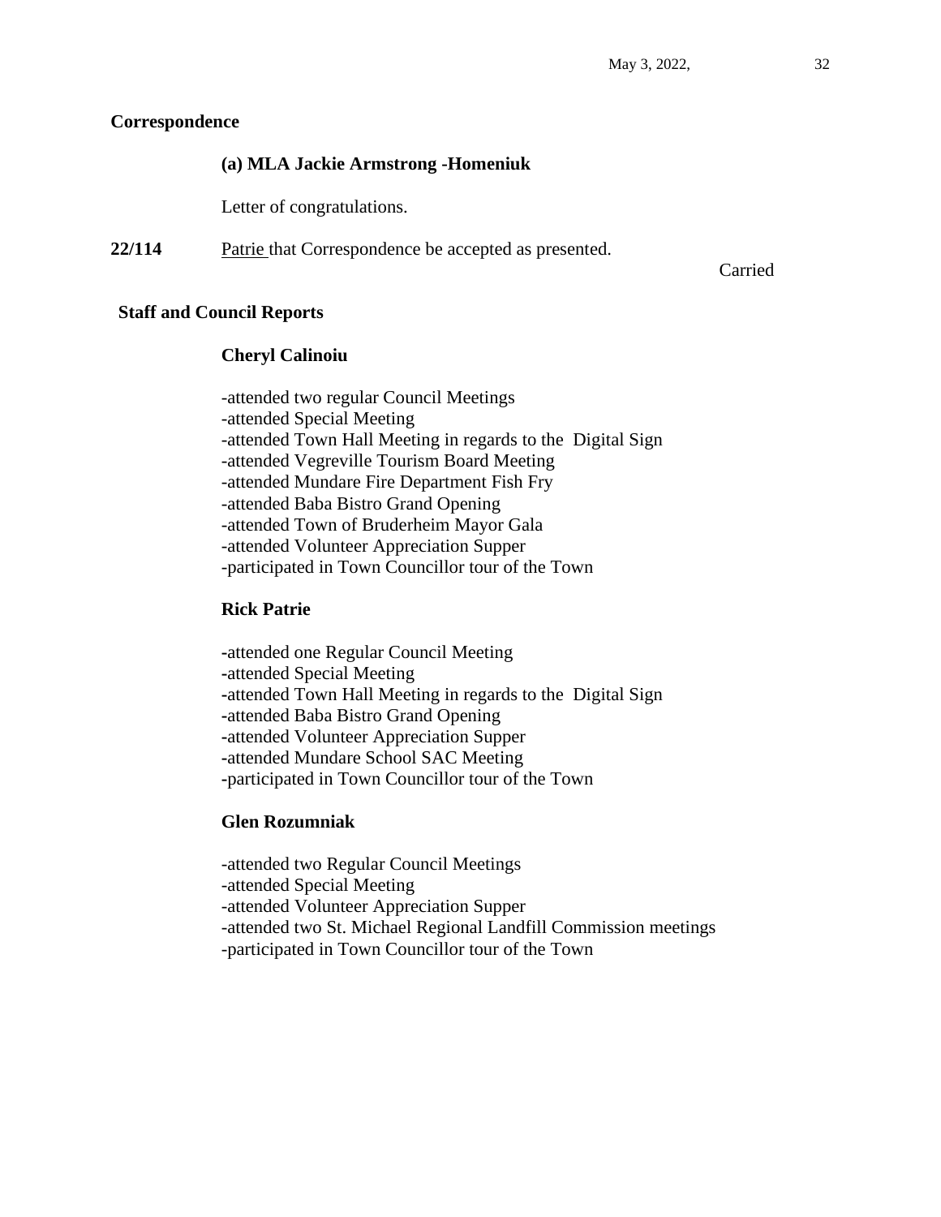## Correspondence

**(a) MLA Jackie Armstrong -Homeniuk**

Letter of congratulations.

**22/114** Patrie that Correspondence be accepted as presented.

Carried

## Staff and Council Reports

**Cheryl Calinoiu**

-attended two regular Council Meetings
-attended Special Meeting
-attended Town Hall Meeting in regards to the Digital Sign
-attended Vegreville Tourism Board Meeting
-attended Mundare Fire Department Fish Fry
-attended Baba Bistro Grand Opening
-attended Town of Bruderheim Mayor Gala
-attended Volunteer Appreciation Supper
-participated in Town Councillor tour of the Town

**Rick Patrie**

-attended one Regular Council Meeting
-attended Special Meeting
-attended Town Hall Meeting in regards to the Digital Sign
-attended Baba Bistro Grand Opening
-attended Volunteer Appreciation Supper
-attended Mundare School SAC Meeting
-participated in Town Councillor tour of the Town

**Glen Rozumniak**

-attended two Regular Council Meetings
-attended Special Meeting
-attended Volunteer Appreciation Supper
-attended two St. Michael Regional Landfill Commission meetings
-participated in Town Councillor tour of the Town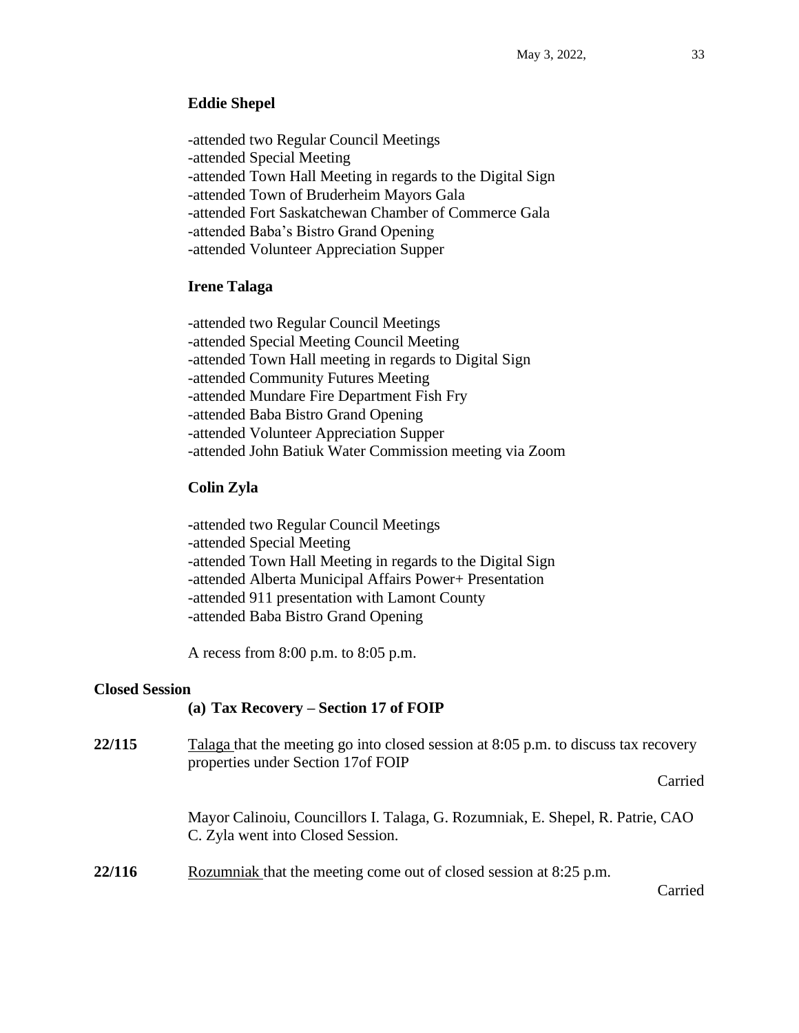**Eddie Shepel**

-attended two Regular Council Meetings
-attended Special Meeting
-attended Town Hall Meeting in regards to the Digital Sign
-attended Town of Bruderheim Mayors Gala
-attended Fort Saskatchewan Chamber of Commerce Gala
-attended Baba's Bistro Grand Opening
-attended Volunteer Appreciation Supper

**Irene Talaga**

-attended two Regular Council Meetings
-attended Special Meeting Council Meeting
-attended Town Hall meeting in regards to Digital Sign
-attended Community Futures Meeting
-attended Mundare Fire Department Fish Fry
-attended Baba Bistro Grand Opening
-attended Volunteer Appreciation Supper
-attended John Batiuk Water Commission meeting via Zoom

**Colin Zyla**

-attended two Regular Council Meetings
-attended Special Meeting
-attended Town Hall Meeting in regards to the Digital Sign
-attended Alberta Municipal Affairs Power+ Presentation
-attended 911 presentation with Lamont County
-attended Baba Bistro Grand Opening

A recess from 8:00 p.m. to 8:05 p.m.

**Closed Session**

**(a) Tax Recovery – Section 17 of FOIP**

**22/115** Talaga that the meeting go into closed session at 8:05 p.m. to discuss tax recovery properties under Section 17of FOIP

Carried

Mayor Calinoiu, Councillors I. Talaga, G. Rozumniak, E. Shepel, R. Patrie, CAO C. Zyla went into Closed Session.

**22/116** Rozumniak that the meeting come out of closed session at 8:25 p.m.

Carried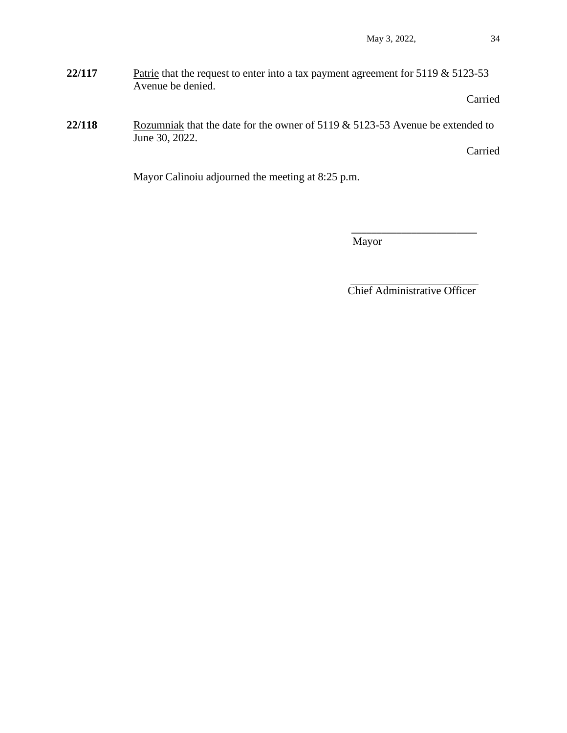**22/117** <u>Patrie</u> that the request to enter into a tax payment agreement for 5119 & 5123-53 Avenue be denied.

Carried

**22/118** <u>Rozumniak</u> that the date for the owner of 5119 & 5123-53 Avenue be extended to June 30, 2022.

Carried

Mayor Calinoiu adjourned the meeting at 8:25 p.m.

\_\_\_\_\_\_\_\_\_\_\_\_\_\_\_\_\_\_\_\_\_\_\_\_
Mayor

\_\_\_\_\_\_\_\_\_\_\_\_\_\_\_\_\_\_\_\_\_\_\_\_
Chief Administrative Officer